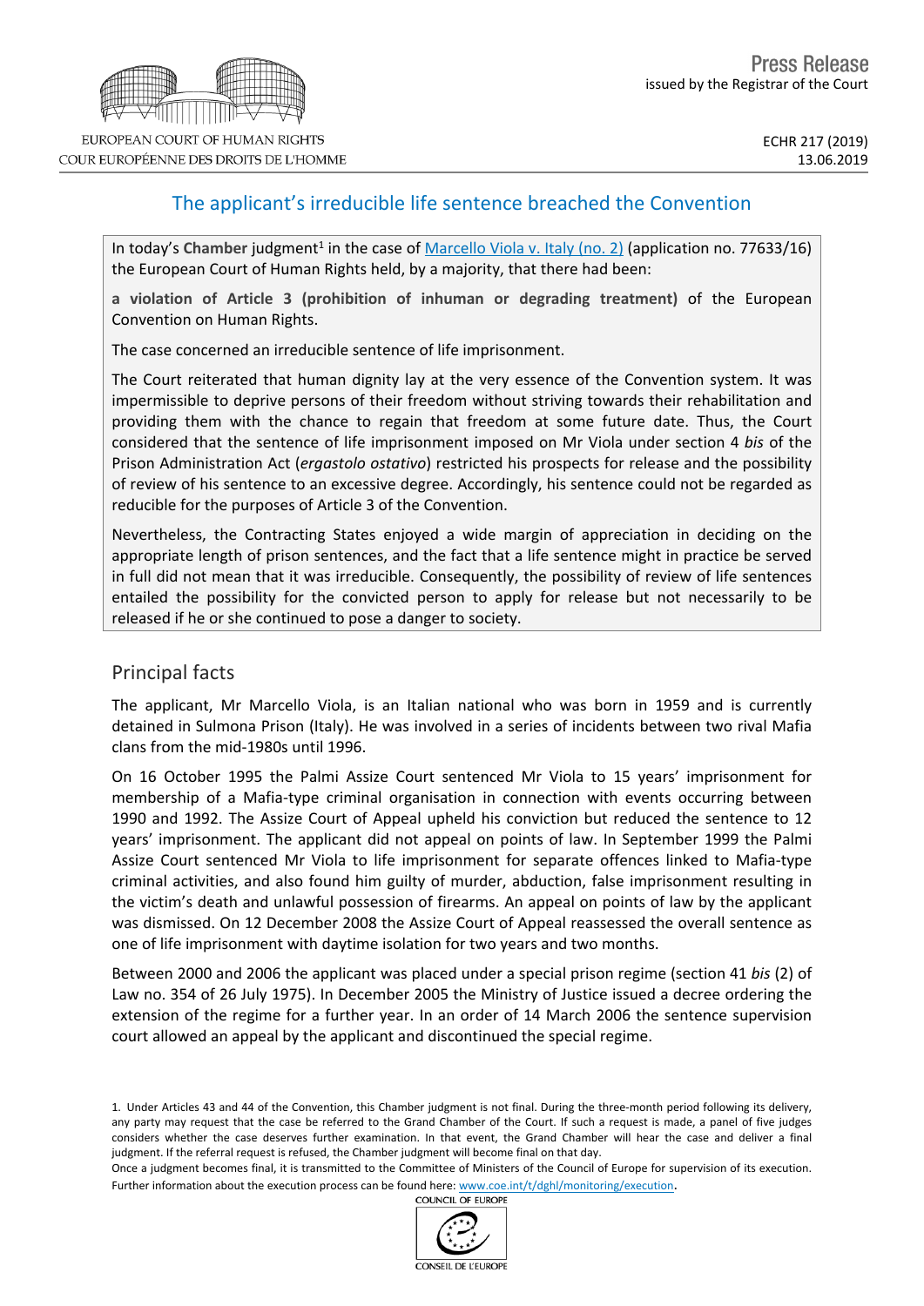EUROPEAN COURT OF HUMAN RIGHTS
COUR EUROPÉENNE DES DROITS DE L'HOMME

Press Release
issued by the Registrar of the Court

ECHR 217 (2019)
13.06.2019

# The applicant's irreducible life sentence breached the Convention

In today's **Chamber** judgment[1] in the case of Marcello Viola v. Italy (no. 2) (application no. 77633/16) the European Court of Human Rights held, by a majority, that there had been:

**a violation of Article 3 (prohibition of inhuman or degrading treatment)** of the European Convention on Human Rights.

The case concerned an irreducible sentence of life imprisonment.

The Court reiterated that human dignity lay at the very essence of the Convention system. It was impermissible to deprive persons of their freedom without striving towards their rehabilitation and providing them with the chance to regain that freedom at some future date. Thus, the Court considered that the sentence of life imprisonment imposed on Mr Viola under section 4 *bis* of the Prison Administration Act (*ergastolo ostativo*) restricted his prospects for release and the possibility of review of his sentence to an excessive degree. Accordingly, his sentence could not be regarded as reducible for the purposes of Article 3 of the Convention.

Nevertheless, the Contracting States enjoyed a wide margin of appreciation in deciding on the appropriate length of prison sentences, and the fact that a life sentence might in practice be served in full did not mean that it was irreducible. Consequently, the possibility of review of life sentences entailed the possibility for the convicted person to apply for release but not necessarily to be released if he or she continued to pose a danger to society.

## Principal facts

The applicant, Mr Marcello Viola, is an Italian national who was born in 1959 and is currently detained in Sulmona Prison (Italy). He was involved in a series of incidents between two rival Mafia clans from the mid-1980s until 1996.

On 16 October 1995 the Palmi Assize Court sentenced Mr Viola to 15 years' imprisonment for membership of a Mafia-type criminal organisation in connection with events occurring between 1990 and 1992. The Assize Court of Appeal upheld his conviction but reduced the sentence to 12 years' imprisonment. The applicant did not appeal on points of law. In September 1999 the Palmi Assize Court sentenced Mr Viola to life imprisonment for separate offences linked to Mafia-type criminal activities, and also found him guilty of murder, abduction, false imprisonment resulting in the victim's death and unlawful possession of firearms. An appeal on points of law by the applicant was dismissed. On 12 December 2008 the Assize Court of Appeal reassessed the overall sentence as one of life imprisonment with daytime isolation for two years and two months.

Between 2000 and 2006 the applicant was placed under a special prison regime (section 41 *bis* (2) of Law no. 354 of 26 July 1975). In December 2005 the Ministry of Justice issued a decree ordering the extension of the regime for a further year. In an order of 14 March 2006 the sentence supervision court allowed an appeal by the applicant and discontinued the special regime.

1. Under Articles 43 and 44 of the Convention, this Chamber judgment is not final. During the three-month period following its delivery, any party may request that the case be referred to the Grand Chamber of the Court. If such a request is made, a panel of five judges considers whether the case deserves further examination. In that event, the Grand Chamber will hear the case and deliver a final judgment. If the referral request is refused, the Chamber judgment will become final on that day.
Once a judgment becomes final, it is transmitted to the Committee of Ministers of the Council of Europe for supervision of its execution. Further information about the execution process can be found here: www.coe.int/t/dghl/monitoring/execution.

COUNCIL OF EUROPE
CONSEIL DE L'EUROPE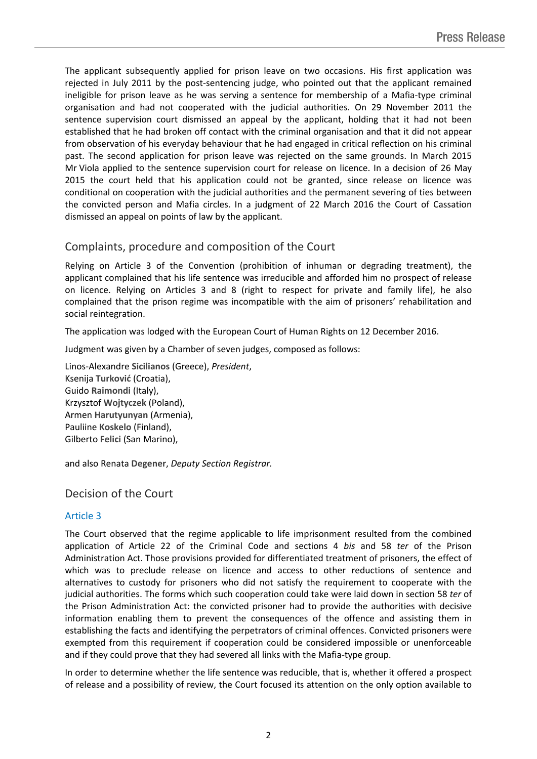The applicant subsequently applied for prison leave on two occasions. His first application was rejected in July 2011 by the post-sentencing judge, who pointed out that the applicant remained ineligible for prison leave as he was serving a sentence for membership of a Mafia-type criminal organisation and had not cooperated with the judicial authorities. On 29 November 2011 the sentence supervision court dismissed an appeal by the applicant, holding that it had not been established that he had broken off contact with the criminal organisation and that it did not appear from observation of his everyday behaviour that he had engaged in critical reflection on his criminal past. The second application for prison leave was rejected on the same grounds. In March 2015 Mr Viola applied to the sentence supervision court for release on licence. In a decision of 26 May 2015 the court held that his application could not be granted, since release on licence was conditional on cooperation with the judicial authorities and the permanent severing of ties between the convicted person and Mafia circles. In a judgment of 22 March 2016 the Court of Cassation dismissed an appeal on points of law by the applicant.

## Complaints, procedure and composition of the Court

Relying on Article 3 of the Convention (prohibition of inhuman or degrading treatment), the applicant complained that his life sentence was irreducible and afforded him no prospect of release on licence. Relying on Articles 3 and 8 (right to respect for private and family life), he also complained that the prison regime was incompatible with the aim of prisoners' rehabilitation and social reintegration.

The application was lodged with the European Court of Human Rights on 12 December 2016.

Judgment was given by a Chamber of seven judges, composed as follows:

Linos-Alexandre **Sicilianos** (Greece), *President*,
Ksenija **Turković** (Croatia),
Guido **Raimondi** (Italy),
Krzysztof **Wojtyczek** (Poland),
Armen **Harutyunyan** (Armenia),
Pauliine **Koskelo** (Finland),
Gilberto **Felici** (San Marino),

and also Renata **Degener**, *Deputy Section Registrar.*

## Decision of the Court

### Article 3

The Court observed that the regime applicable to life imprisonment resulted from the combined application of Article 22 of the Criminal Code and sections 4 *bis* and 58 *ter* of the Prison Administration Act. Those provisions provided for differentiated treatment of prisoners, the effect of which was to preclude release on licence and access to other reductions of sentence and alternatives to custody for prisoners who did not satisfy the requirement to cooperate with the judicial authorities. The forms which such cooperation could take were laid down in section 58 *ter* of the Prison Administration Act: the convicted prisoner had to provide the authorities with decisive information enabling them to prevent the consequences of the offence and assisting them in establishing the facts and identifying the perpetrators of criminal offences. Convicted prisoners were exempted from this requirement if cooperation could be considered impossible or unenforceable and if they could prove that they had severed all links with the Mafia-type group.

In order to determine whether the life sentence was reducible, that is, whether it offered a prospect of release and a possibility of review, the Court focused its attention on the only option available to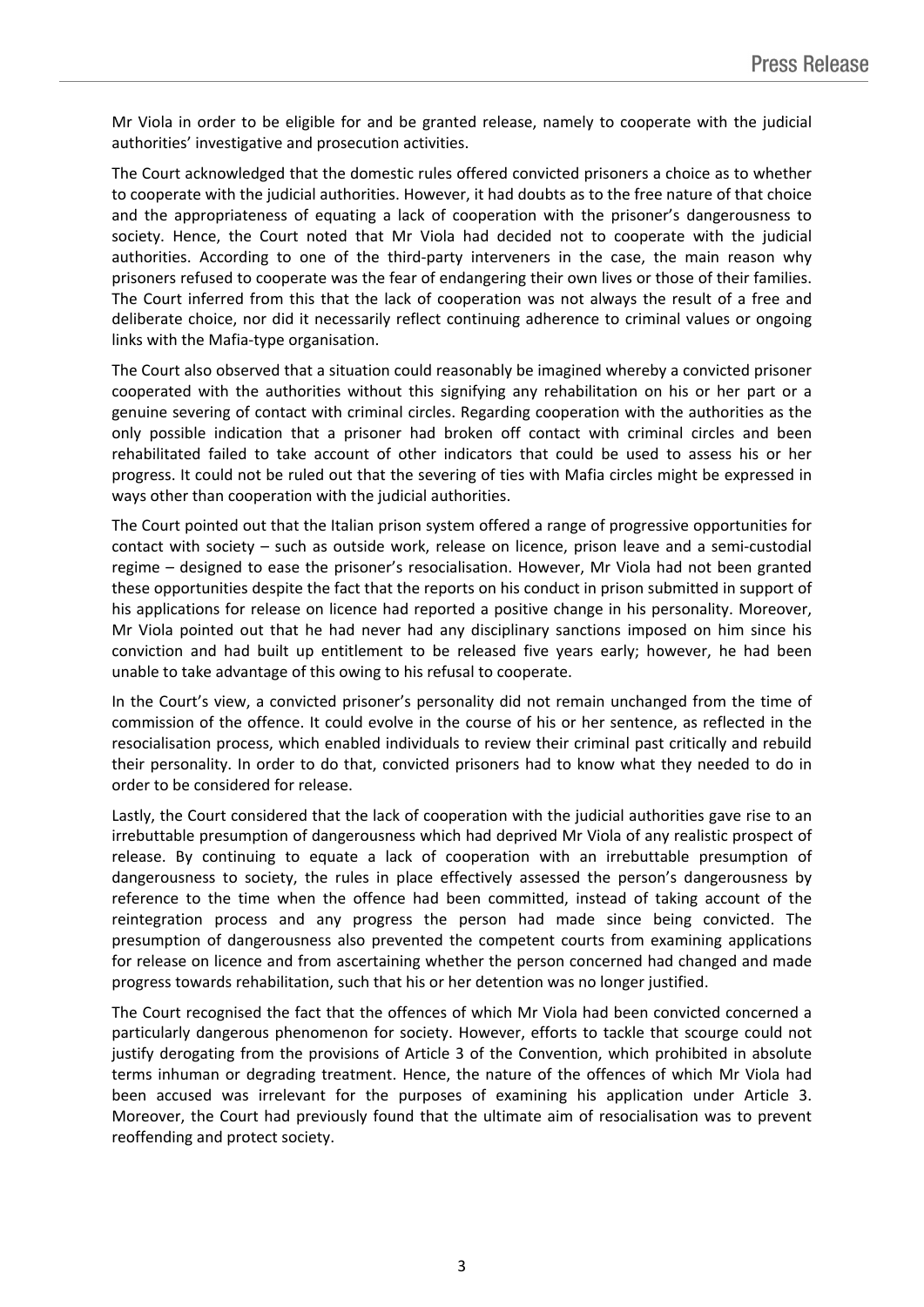Mr Viola in order to be eligible for and be granted release, namely to cooperate with the judicial authorities' investigative and prosecution activities.

The Court acknowledged that the domestic rules offered convicted prisoners a choice as to whether to cooperate with the judicial authorities. However, it had doubts as to the free nature of that choice and the appropriateness of equating a lack of cooperation with the prisoner's dangerousness to society. Hence, the Court noted that Mr Viola had decided not to cooperate with the judicial authorities. According to one of the third-party interveners in the case, the main reason why prisoners refused to cooperate was the fear of endangering their own lives or those of their families. The Court inferred from this that the lack of cooperation was not always the result of a free and deliberate choice, nor did it necessarily reflect continuing adherence to criminal values or ongoing links with the Mafia-type organisation.

The Court also observed that a situation could reasonably be imagined whereby a convicted prisoner cooperated with the authorities without this signifying any rehabilitation on his or her part or a genuine severing of contact with criminal circles. Regarding cooperation with the authorities as the only possible indication that a prisoner had broken off contact with criminal circles and been rehabilitated failed to take account of other indicators that could be used to assess his or her progress. It could not be ruled out that the severing of ties with Mafia circles might be expressed in ways other than cooperation with the judicial authorities.

The Court pointed out that the Italian prison system offered a range of progressive opportunities for contact with society – such as outside work, release on licence, prison leave and a semi-custodial regime – designed to ease the prisoner's resocialisation. However, Mr Viola had not been granted these opportunities despite the fact that the reports on his conduct in prison submitted in support of his applications for release on licence had reported a positive change in his personality. Moreover, Mr Viola pointed out that he had never had any disciplinary sanctions imposed on him since his conviction and had built up entitlement to be released five years early; however, he had been unable to take advantage of this owing to his refusal to cooperate.

In the Court's view, a convicted prisoner's personality did not remain unchanged from the time of commission of the offence. It could evolve in the course of his or her sentence, as reflected in the resocialisation process, which enabled individuals to review their criminal past critically and rebuild their personality. In order to do that, convicted prisoners had to know what they needed to do in order to be considered for release.

Lastly, the Court considered that the lack of cooperation with the judicial authorities gave rise to an irrebuttable presumption of dangerousness which had deprived Mr Viola of any realistic prospect of release. By continuing to equate a lack of cooperation with an irrebuttable presumption of dangerousness to society, the rules in place effectively assessed the person's dangerousness by reference to the time when the offence had been committed, instead of taking account of the reintegration process and any progress the person had made since being convicted. The presumption of dangerousness also prevented the competent courts from examining applications for release on licence and from ascertaining whether the person concerned had changed and made progress towards rehabilitation, such that his or her detention was no longer justified.

The Court recognised the fact that the offences of which Mr Viola had been convicted concerned a particularly dangerous phenomenon for society. However, efforts to tackle that scourge could not justify derogating from the provisions of Article 3 of the Convention, which prohibited in absolute terms inhuman or degrading treatment. Hence, the nature of the offences of which Mr Viola had been accused was irrelevant for the purposes of examining his application under Article 3. Moreover, the Court had previously found that the ultimate aim of resocialisation was to prevent reoffending and protect society.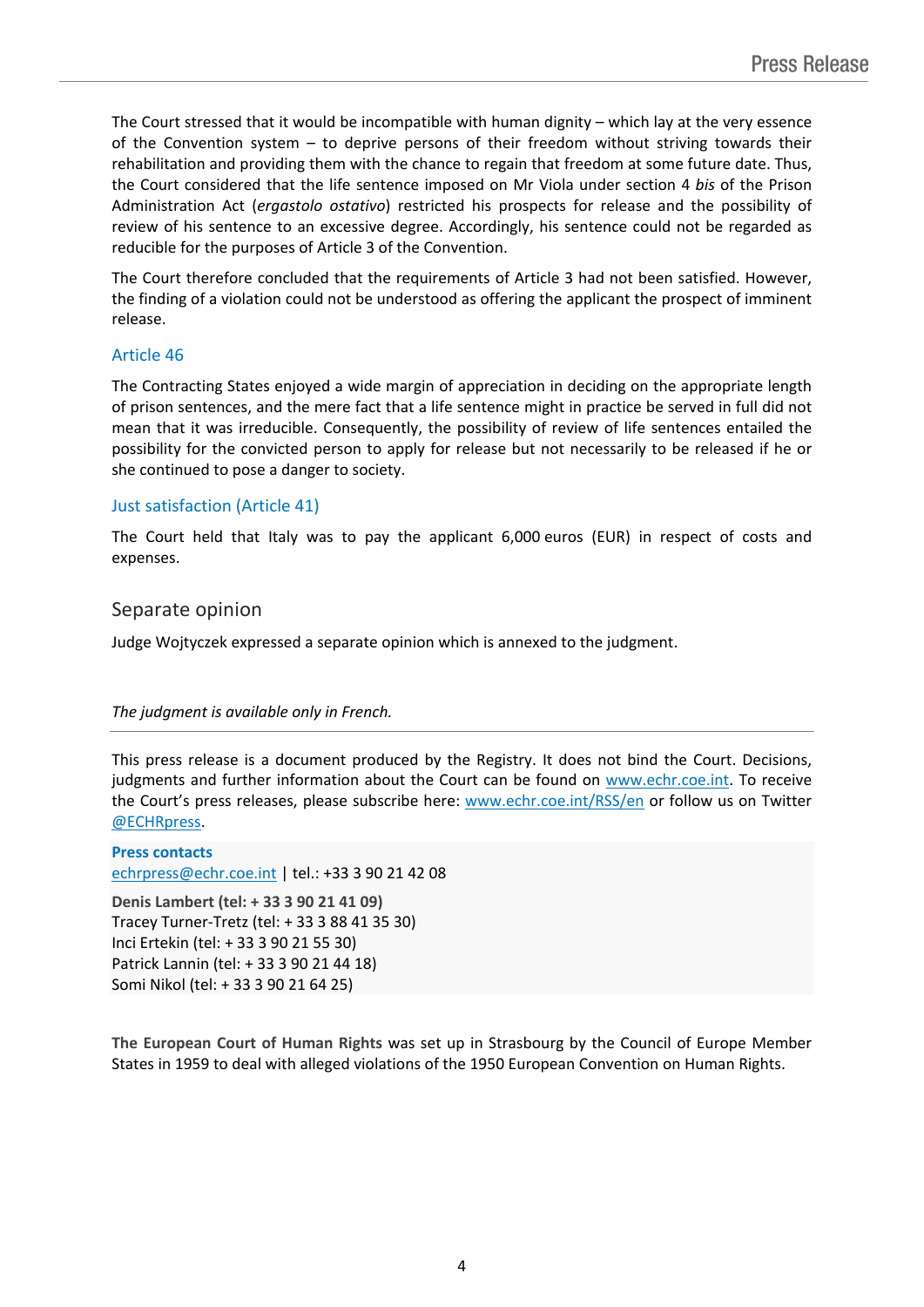The Court stressed that it would be incompatible with human dignity – which lay at the very essence of the Convention system – to deprive persons of their freedom without striving towards their rehabilitation and providing them with the chance to regain that freedom at some future date. Thus, the Court considered that the life sentence imposed on Mr Viola under section 4 *bis* of the Prison Administration Act (*ergastolo ostativo*) restricted his prospects for release and the possibility of review of his sentence to an excessive degree. Accordingly, his sentence could not be regarded as reducible for the purposes of Article 3 of the Convention.

The Court therefore concluded that the requirements of Article 3 had not been satisfied. However, the finding of a violation could not be understood as offering the applicant the prospect of imminent release.

### Article 46

The Contracting States enjoyed a wide margin of appreciation in deciding on the appropriate length of prison sentences, and the mere fact that a life sentence might in practice be served in full did not mean that it was irreducible. Consequently, the possibility of review of life sentences entailed the possibility for the convicted person to apply for release but not necessarily to be released if he or she continued to pose a danger to society.

### Just satisfaction (Article 41)

The Court held that Italy was to pay the applicant 6,000 euros (EUR) in respect of costs and expenses.

## Separate opinion

Judge Wojtyczek expressed a separate opinion which is annexed to the judgment.

*The judgment is available only in French.*

---

This press release is a document produced by the Registry. It does not bind the Court. Decisions, judgments and further information about the Court can be found on [www.echr.coe.int](www.echr.coe.int). To receive the Court's press releases, please subscribe here: [www.echr.coe.int/RSS/en](www.echr.coe.int/RSS/en) or follow us on Twitter [@ECHRpress](@ECHRpress).

**Press contacts**
[echrpress@echr.coe.int](mailto:echrpress@echr.coe.int) | tel.: +33 3 90 21 42 08

**Denis Lambert (tel: + 33 3 90 21 41 09)**
Tracey Turner-Tretz (tel: + 33 3 88 41 35 30)
Inci Ertekin (tel: + 33 3 90 21 55 30)
Patrick Lannin (tel: + 33 3 90 21 44 18)
Somi Nikol (tel: + 33 3 90 21 64 25)

**The European Court of Human Rights** was set up in Strasbourg by the Council of Europe Member States in 1959 to deal with alleged violations of the 1950 European Convention on Human Rights.